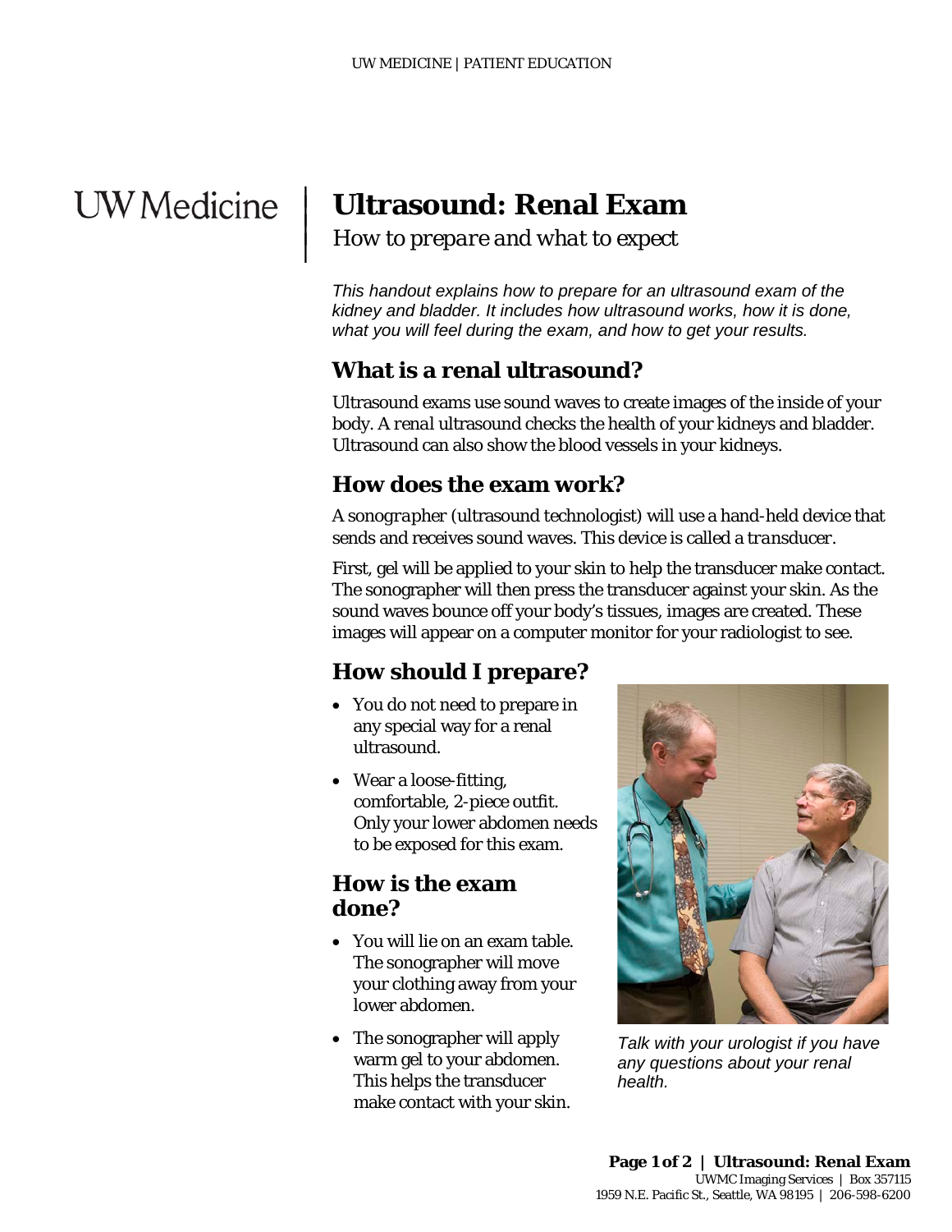# Ultrasound: Renal Exam

*How to prepare and what to expect*

*This handout explains how to prepare for an ultrasound exam of the kidney and bladder. It includes how ultrasound works, how it is done, what you will feel during the exam, and how to get your results.*

## What is a renal ultrasound?

Ultrasound exams use sound waves to create images of the inside of your body. A *renal* ultrasound checks the health of your kidneys and bladder. Ultrasound can also show the blood vessels in your kidneys.

## How does the exam work?

A *sonographer* (ultrasound technologist) will use a hand-held device that sends and receives sound waves. This device is called a *transducer*.

First, gel will be applied to your skin to help the transducer make contact. The sonographer will then press the transducer against your skin. As the sound waves bounce off your body's tissues, images are created. These images will appear on a computer monitor for your radiologist to see.

## How should I prepare?

- You do not need to prepare in any special way for a renal ultrasound.
- Wear a loose-fitting, comfortable, 2-piece outfit. Only your lower abdomen needs to be exposed for this exam.

## How is the exam done?

- You will lie on an exam table. The sonographer will move your clothing away from your lower abdomen.
- The sonographer will apply warm gel to your abdomen. This helps the transducer make contact with your skin.

*Talk with your urologist if you have any questions about your renal health.*

UWMC Imaging Services | Box 357115
1959 N.E. Pacific St., Seattle, WA 98195 | 206-598-6200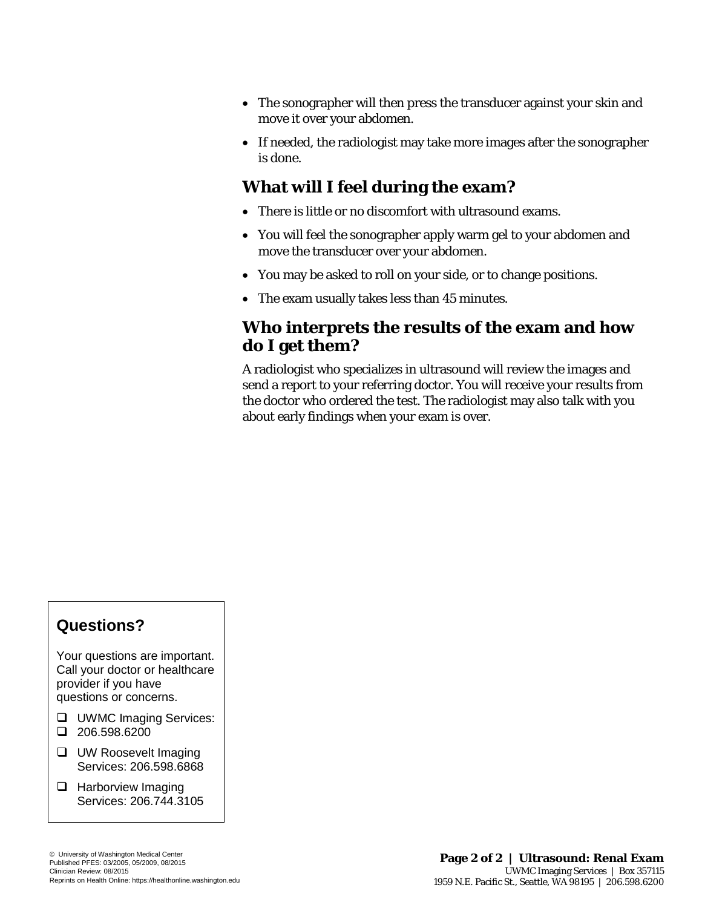- The sonographer will then press the transducer against your skin and move it over your abdomen.
- If needed, the radiologist may take more images after the sonographer is done.

## What will I feel during the exam?

- There is little or no discomfort with ultrasound exams.
- You will feel the sonographer apply warm gel to your abdomen and move the transducer over your abdomen.
- You may be asked to roll on your side, or to change positions.
- The exam usually takes less than 45 minutes.

## Who interprets the results of the exam and how do I get them?

A radiologist who specializes in ultrasound will review the images and send a report to your referring doctor. You will receive your results from the doctor who ordered the test. The radiologist may also talk with you about early findings when your exam is over.

## Questions?

Your questions are important. Call your doctor or healthcare provider if you have questions or concerns.

- ❑ UWMC Imaging Services:
- ❑ 206.598.6200
- ❑ UW Roosevelt Imaging Services: 206.598.6868
- ❑ Harborview Imaging Services: 206.744.3105

© University of Washington Medical Center
Published PFES: 03/2005, 05/2009, 08/2015
Clinician Review: 08/2015
Reprints on Health Online: https://healthonline.washington.edu

UWMC Imaging Services | Box 357115
1959 N.E. Pacific St., Seattle, WA 98195 | 206.598.6200